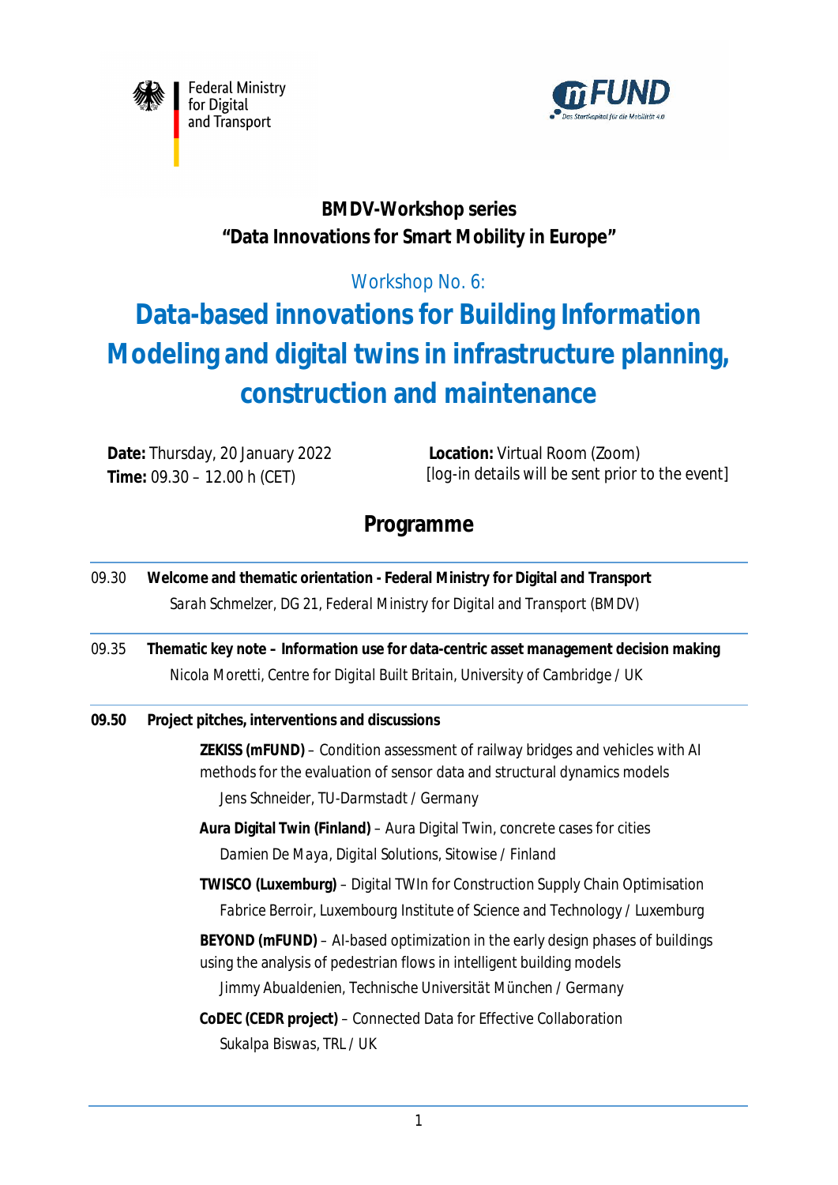Federal Ministry for Digital and Transport

mFUND – Das Startkapital für die Mobilität 4.0

**BMDV-Workshop series**
**"Data Innovations for Smart Mobility in Europe"**

Workshop No. 6:

# Data-based innovations for Building Information Modeling and digital twins in infrastructure planning, construction and maintenance

**Date:** Thursday, 20 January 2022
**Time:** 09.30 – 12.00 h (CET)

**Location:** Virtual Room (Zoom)
[log-in details will be sent prior to the event]

## Programme

09.30 **Welcome and thematic orientation - Federal Ministry for Digital and Transport**
*Sarah Schmelzer, DG 21, Federal Ministry for Digital and Transport (BMDV)*

09.35 **Thematic key note – Information use for data-centric asset management decision making**
*Nicola Moretti, Centre for Digital Built Britain, University of Cambridge / UK*

**09.50 Project pitches, interventions and discussions**

**ZEKISS (mFUND)** – Condition assessment of railway bridges and vehicles with AI methods for the evaluation of sensor data and structural dynamics models
*Jens Schneider, TU-Darmstadt / Germany*

**Aura Digital Twin (Finland)** – Aura Digital Twin, concrete cases for cities
*Damien De Maya, Digital Solutions, Sitowise / Finland*

**TWISCO (Luxemburg)** – Digital TWIn for Construction Supply Chain Optimisation
*Fabrice Berroir, Luxembourg Institute of Science and Technology / Luxemburg*

**BEYOND (mFUND)** – AI-based optimization in the early design phases of buildings using the analysis of pedestrian flows in intelligent building models
*Jimmy Abualdenien, Technische Universität München / Germany*

**CoDEC (CEDR project)** – Connected Data for Effective Collaboration
*Sukalpa Biswas, TRL / UK*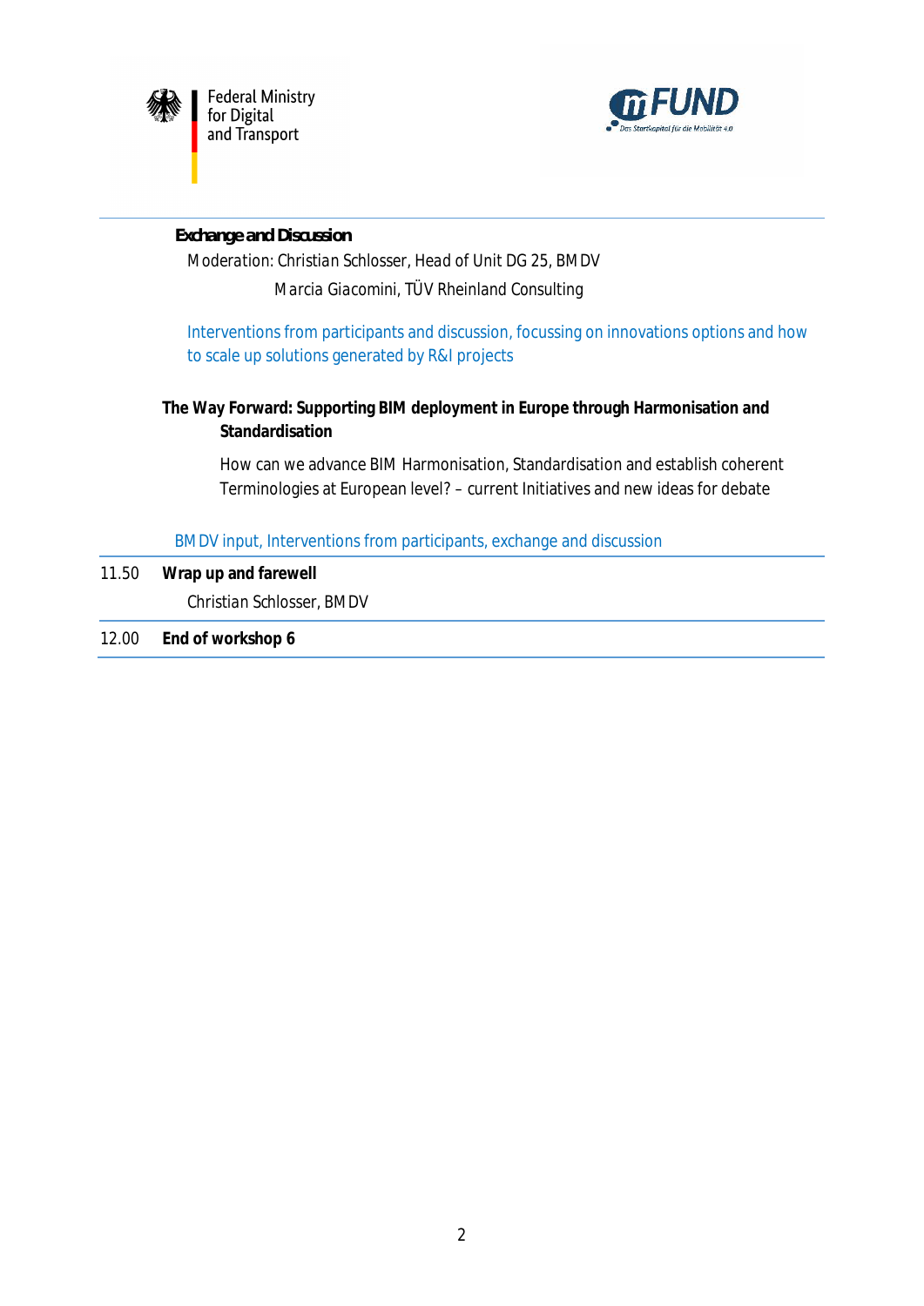**Exchange and Discussion**

*Moderation: Christian Schlosser, Head of Unit DG 25, BMDV*

*Marcia Giacomini, TÜV Rheinland Consulting*

Interventions from participants and discussion, focussing on innovations options and how to scale up solutions generated by R&I projects

**The Way Forward: Supporting BIM deployment in Europe through Harmonisation and Standardisation**

How can we advance BIM Harmonisation, Standardisation and establish coherent Terminologies at European level? – current Initiatives and new ideas for debate

BMDV input, Interventions from participants, exchange and discussion

| | |
|---|---|
| 11.50 | **Wrap up and farewell**<br>*Christian Schlosser, BMDV* |
| 12.00 | **End of workshop 6** |